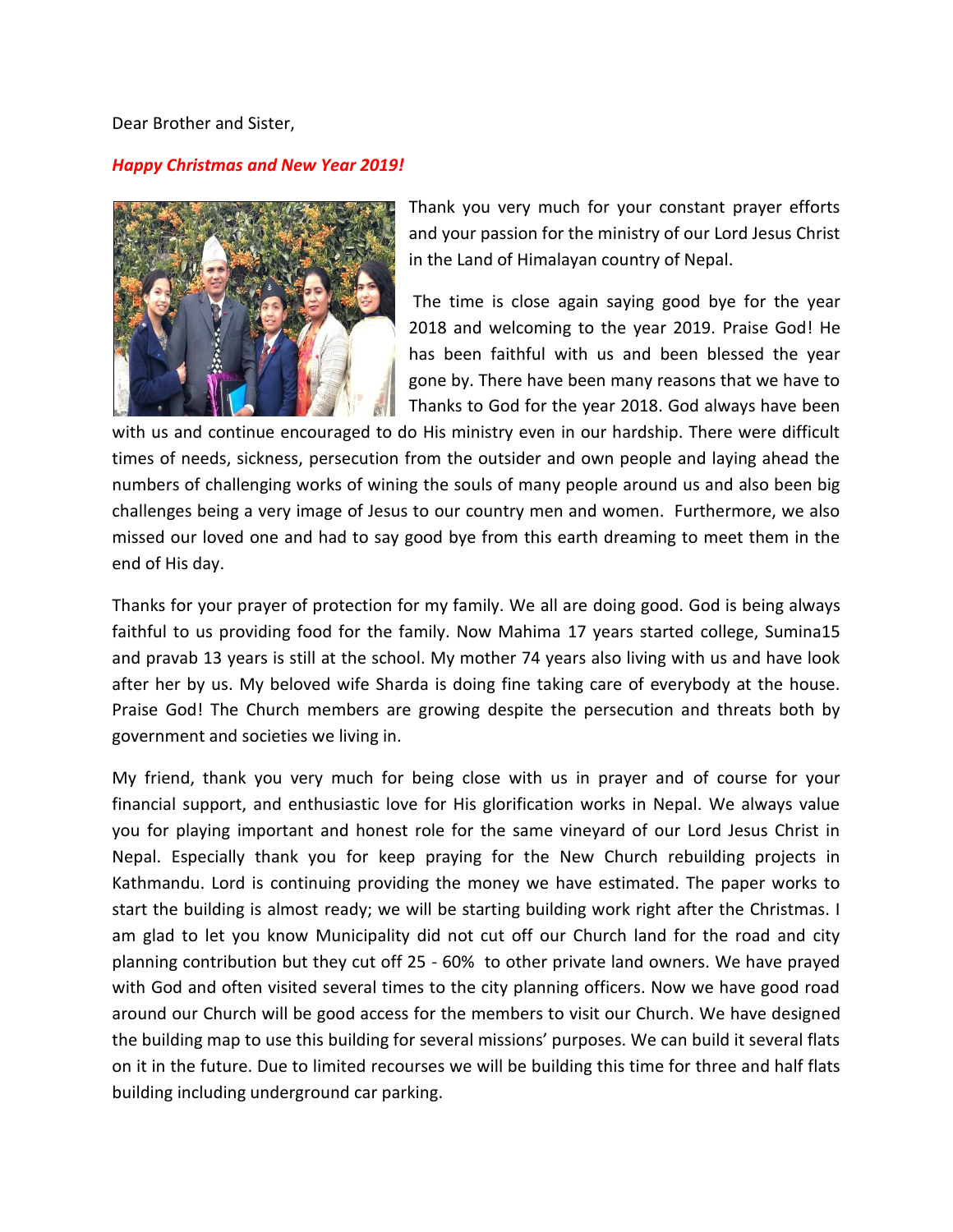Dear Brother and Sister,

***Happy Christmas and New Year 2019!***

Thank you very much for your constant prayer efforts and your passion for the ministry of our Lord Jesus Christ in the Land of Himalayan country of Nepal.

The time is close again saying good bye for the year 2018 and welcoming to the year 2019. Praise God! He has been faithful with us and been blessed the year gone by. There have been many reasons that we have to Thanks to God for the year 2018. God always have been with us and continue encouraged to do His ministry even in our hardship. There were difficult times of needs, sickness, persecution from the outsider and own people and laying ahead the numbers of challenging works of wining the souls of many people around us and also been big challenges being a very image of Jesus to our country men and women. Furthermore, we also missed our loved one and had to say good bye from this earth dreaming to meet them in the end of His day.

Thanks for your prayer of protection for my family. We all are doing good. God is being always faithful to us providing food for the family. Now Mahima 17 years started college, Sumina15 and pravab 13 years is still at the school. My mother 74 years also living with us and have look after her by us. My beloved wife Sharda is doing fine taking care of everybody at the house. Praise God! The Church members are growing despite the persecution and threats both by government and societies we living in.

My friend, thank you very much for being close with us in prayer and of course for your financial support, and enthusiastic love for His glorification works in Nepal. We always value you for playing important and honest role for the same vineyard of our Lord Jesus Christ in Nepal. Especially thank you for keep praying for the New Church rebuilding projects in Kathmandu. Lord is continuing providing the money we have estimated. The paper works to start the building is almost ready; we will be starting building work right after the Christmas. I am glad to let you know Municipality did not cut off our Church land for the road and city planning contribution but they cut off 25 - 60% to other private land owners. We have prayed with God and often visited several times to the city planning officers. Now we have good road around our Church will be good access for the members to visit our Church. We have designed the building map to use this building for several missions' purposes. We can build it several flats on it in the future. Due to limited recourses we will be building this time for three and half flats building including underground car parking.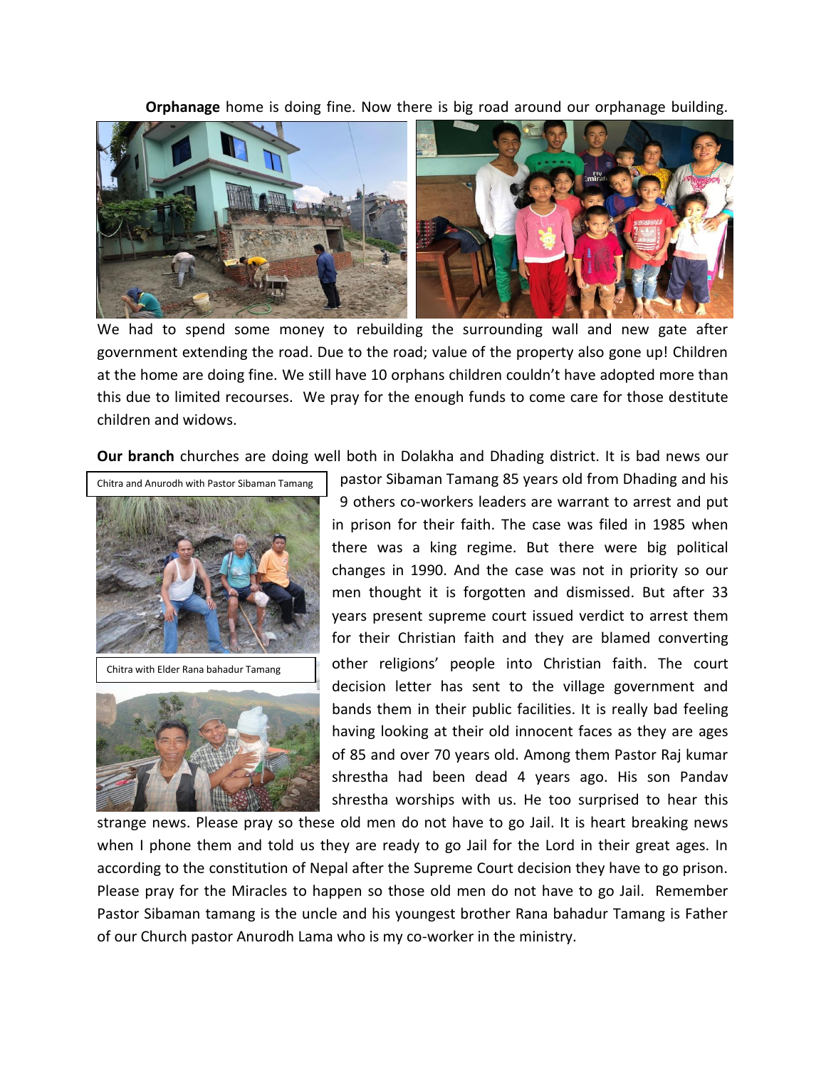**Orphanage** home is doing fine. Now there is big road around our orphanage building.

We had to spend some money to rebuilding the surrounding wall and new gate after government extending the road. Due to the road; value of the property also gone up! Children at the home are doing fine. We still have 10 orphans children couldn't have adopted more than this due to limited recourses. We pray for the enough funds to come care for those destitute children and widows.

**Our branch** churches are doing well both in Dolakha and Dhading district. It is bad news our pastor Sibaman Tamang 85 years old from Dhading and his 9 others co-workers leaders are warrant to arrest and put in prison for their faith. The case was filed in 1985 when there was a king regime. But there were big political changes in 1990. And the case was not in priority so our men thought it is forgotten and dismissed. But after 33 years present supreme court issued verdict to arrest them for their Christian faith and they are blamed converting other religions' people into Christian faith. The court decision letter has sent to the village government and bands them in their public facilities. It is really bad feeling having looking at their old innocent faces as they are ages of 85 and over 70 years old. Among them Pastor Raj kumar shrestha had been dead 4 years ago. His son Pandav shrestha worships with us. He too surprised to hear this strange news. Please pray so these old men do not have to go Jail. It is heart breaking news when I phone them and told us they are ready to go Jail for the Lord in their great ages. In according to the constitution of Nepal after the Supreme Court decision they have to go prison. Please pray for the Miracles to happen so those old men do not have to go Jail. Remember Pastor Sibaman tamang is the uncle and his youngest brother Rana bahadur Tamang is Father of our Church pastor Anurodh Lama who is my co-worker in the ministry.

Chitra and Anurodh with Pastor Sibaman Tamang

Chitra with Elder Rana bahadur Tamang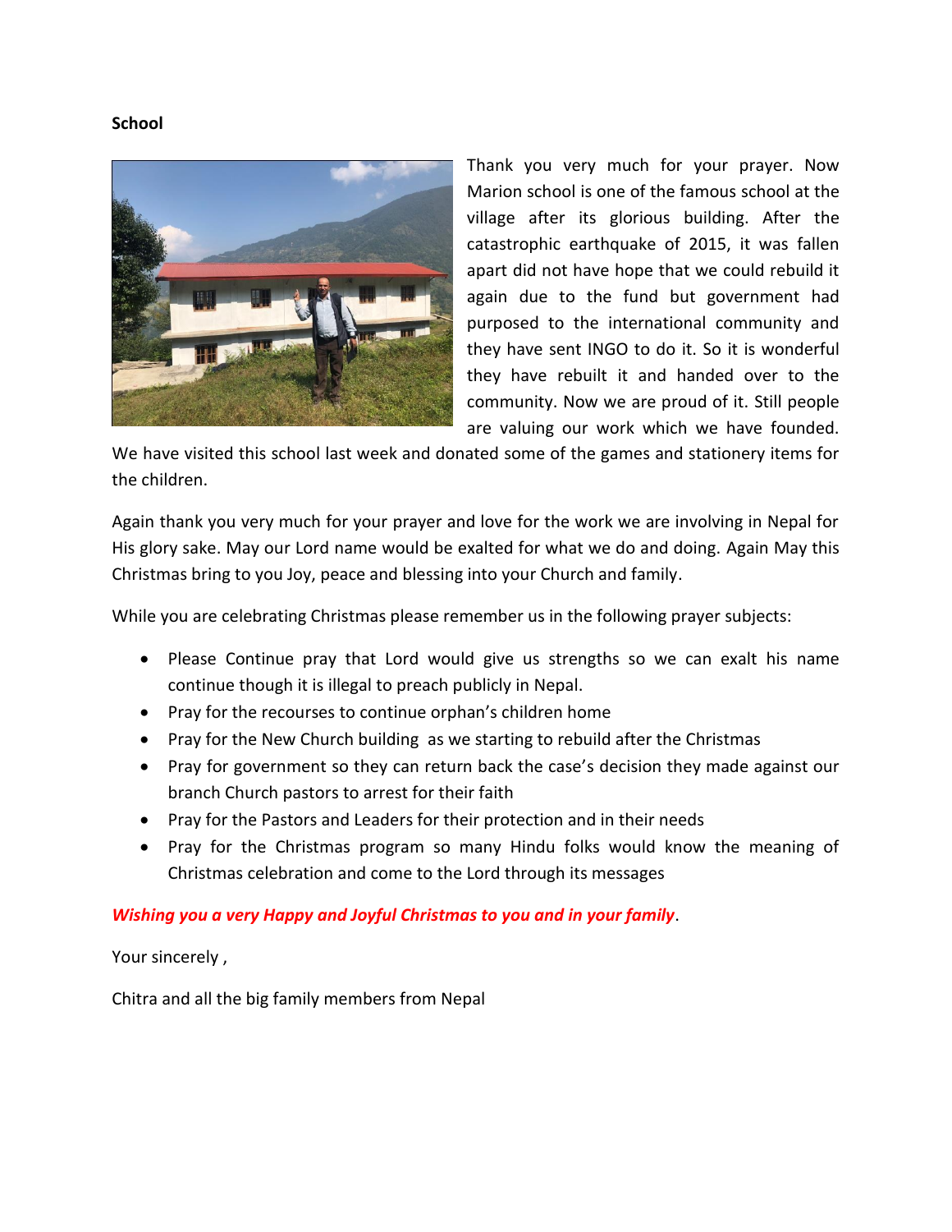**School**

Thank you very much for your prayer. Now Marion school is one of the famous school at the village after its glorious building. After the catastrophic earthquake of 2015, it was fallen apart did not have hope that we could rebuild it again due to the fund but government had purposed to the international community and they have sent INGO to do it. So it is wonderful they have rebuilt it and handed over to the community. Now we are proud of it. Still people are valuing our work which we have founded. We have visited this school last week and donated some of the games and stationery items for the children.

Again thank you very much for your prayer and love for the work we are involving in Nepal for His glory sake. May our Lord name would be exalted for what we do and doing. Again May this Christmas bring to you Joy, peace and blessing into your Church and family.

While you are celebrating Christmas please remember us in the following prayer subjects:

- Please Continue pray that Lord would give us strengths so we can exalt his name continue though it is illegal to preach publicly in Nepal.
- Pray for the recourses to continue orphan's children home
- Pray for the New Church building as we starting to rebuild after the Christmas
- Pray for government so they can return back the case's decision they made against our branch Church pastors to arrest for their faith
- Pray for the Pastors and Leaders for their protection and in their needs
- Pray for the Christmas program so many Hindu folks would know the meaning of Christmas celebration and come to the Lord through its messages

***Wishing you a very Happy and Joyful Christmas to you and in your family***.

Your sincerely ,

Chitra and all the big family members from Nepal